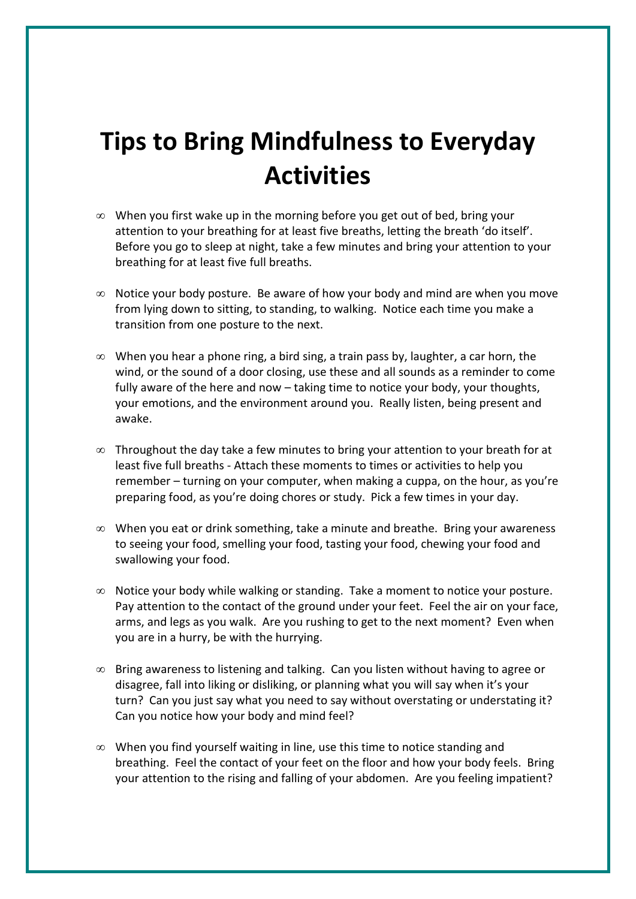# Tips to Bring Mindfulness to Everyday Activities

- When you first wake up in the morning before you get out of bed, bring your attention to your breathing for at least five breaths, letting the breath 'do itself'. Before you go to sleep at night, take a few minutes and bring your attention to your breathing for at least five full breaths.

- Notice your body posture. Be aware of how your body and mind are when you move from lying down to sitting, to standing, to walking. Notice each time you make a transition from one posture to the next.

- When you hear a phone ring, a bird sing, a train pass by, laughter, a car horn, the wind, or the sound of a door closing, use these and all sounds as a reminder to come fully aware of the here and now – taking time to notice your body, your thoughts, your emotions, and the environment around you. Really listen, being present and awake.

- Throughout the day take a few minutes to bring your attention to your breath for at least five full breaths - Attach these moments to times or activities to help you remember – turning on your computer, when making a cuppa, on the hour, as you're preparing food, as you're doing chores or study. Pick a few times in your day.

- When you eat or drink something, take a minute and breathe. Bring your awareness to seeing your food, smelling your food, tasting your food, chewing your food and swallowing your food.

- Notice your body while walking or standing. Take a moment to notice your posture. Pay attention to the contact of the ground under your feet. Feel the air on your face, arms, and legs as you walk. Are you rushing to get to the next moment? Even when you are in a hurry, be with the hurrying.

- Bring awareness to listening and talking. Can you listen without having to agree or disagree, fall into liking or disliking, or planning what you will say when it's your turn? Can you just say what you need to say without overstating or understating it? Can you notice how your body and mind feel?

- When you find yourself waiting in line, use this time to notice standing and breathing. Feel the contact of your feet on the floor and how your body feels. Bring your attention to the rising and falling of your abdomen. Are you feeling impatient?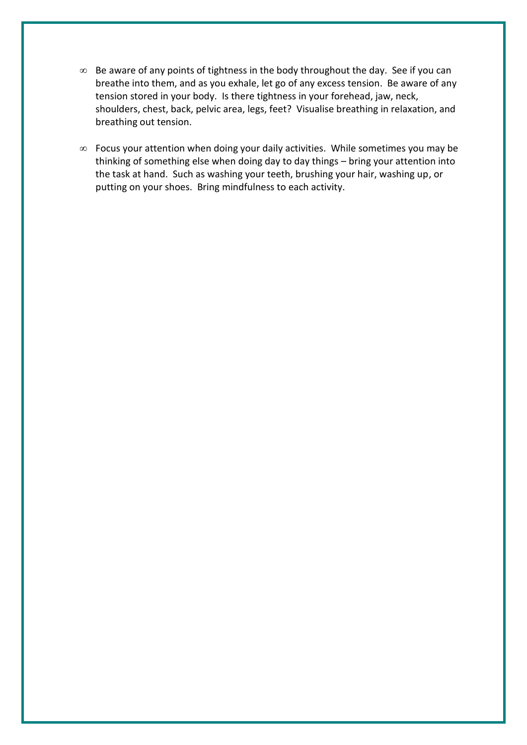- Be aware of any points of tightness in the body throughout the day. See if you can breathe into them, and as you exhale, let go of any excess tension. Be aware of any tension stored in your body. Is there tightness in your forehead, jaw, neck, shoulders, chest, back, pelvic area, legs, feet? Visualise breathing in relaxation, and breathing out tension.

- Focus your attention when doing your daily activities. While sometimes you may be thinking of something else when doing day to day things – bring your attention into the task at hand. Such as washing your teeth, brushing your hair, washing up, or putting on your shoes. Bring mindfulness to each activity.